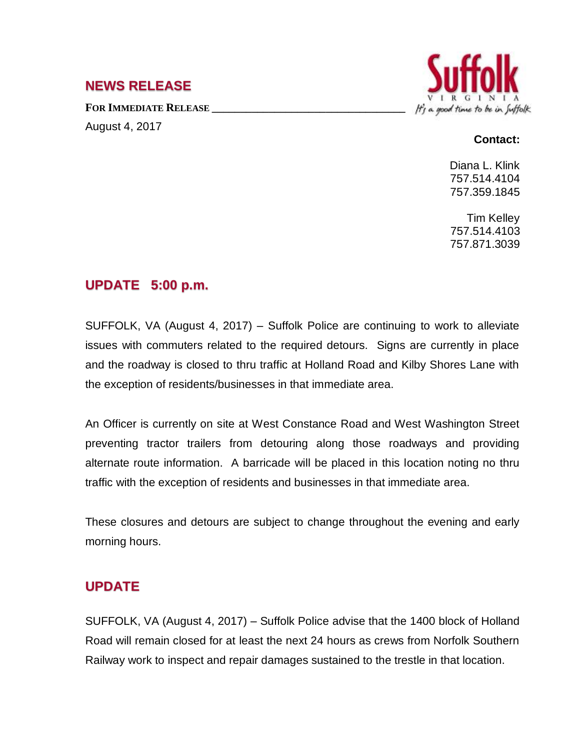## NEWS RELEASE

**FOR IMMEDIATE RELEASE**

August 4, 2017

Suffolk VIRGINIA — It's a good time to be in Suffolk

**Contact:**

Diana L. Klink
757.514.4104
757.359.1845

Tim Kelley
757.514.4103
757.871.3039

## UPDATE 5:00 p.m.

SUFFOLK, VA (August 4, 2017) – Suffolk Police are continuing to work to alleviate issues with commuters related to the required detours. Signs are currently in place and the roadway is closed to thru traffic at Holland Road and Kilby Shores Lane with the exception of residents/businesses in that immediate area.

An Officer is currently on site at West Constance Road and West Washington Street preventing tractor trailers from detouring along those roadways and providing alternate route information. A barricade will be placed in this location noting no thru traffic with the exception of residents and businesses in that immediate area.

These closures and detours are subject to change throughout the evening and early morning hours.

## UPDATE

SUFFOLK, VA (August 4, 2017) – Suffolk Police advise that the 1400 block of Holland Road will remain closed for at least the next 24 hours as crews from Norfolk Southern Railway work to inspect and repair damages sustained to the trestle in that location.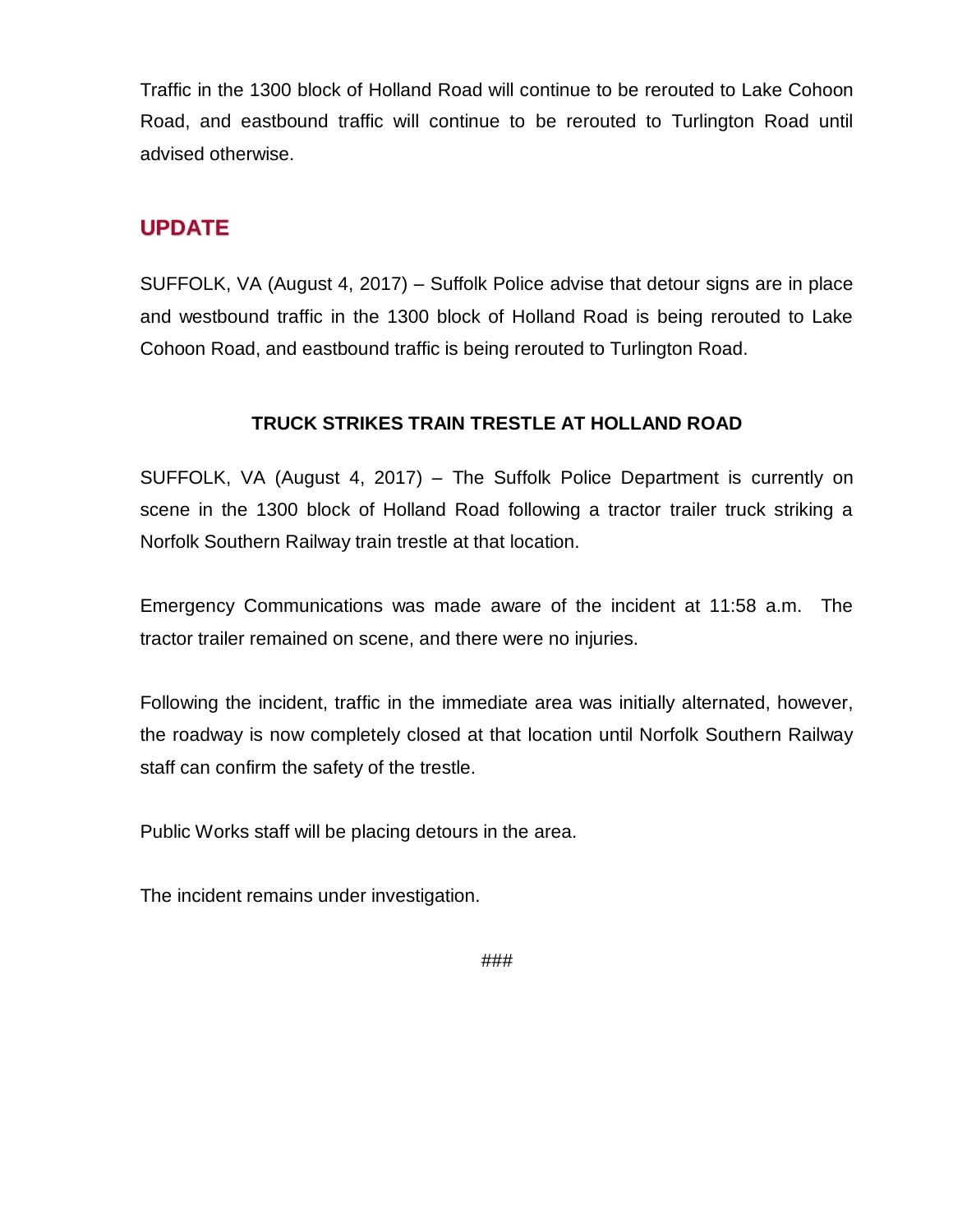Traffic in the 1300 block of Holland Road will continue to be rerouted to Lake Cohoon Road, and eastbound traffic will continue to be rerouted to Turlington Road until advised otherwise.

## UPDATE

SUFFOLK, VA (August 4, 2017) – Suffolk Police advise that detour signs are in place and westbound traffic in the 1300 block of Holland Road is being rerouted to Lake Cohoon Road, and eastbound traffic is being rerouted to Turlington Road.

**TRUCK STRIKES TRAIN TRESTLE AT HOLLAND ROAD**

SUFFOLK, VA (August 4, 2017) – The Suffolk Police Department is currently on scene in the 1300 block of Holland Road following a tractor trailer truck striking a Norfolk Southern Railway train trestle at that location.

Emergency Communications was made aware of the incident at 11:58 a.m. The tractor trailer remained on scene, and there were no injuries.

Following the incident, traffic in the immediate area was initially alternated, however, the roadway is now completely closed at that location until Norfolk Southern Railway staff can confirm the safety of the trestle.

Public Works staff will be placing detours in the area.

The incident remains under investigation.

###